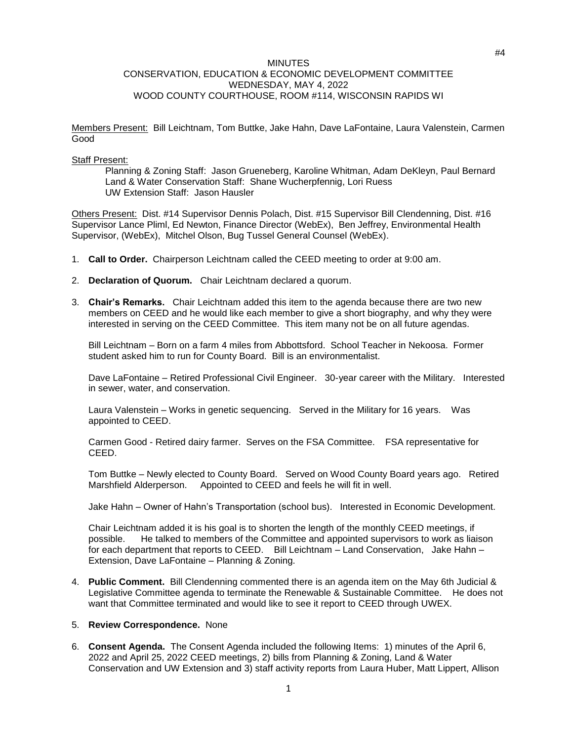#4

MINUTES
CONSERVATION, EDUCATION & ECONOMIC DEVELOPMENT COMMITTEE
WEDNESDAY, MAY 4, 2022
WOOD COUNTY COURTHOUSE, ROOM #114, WISCONSIN RAPIDS WI

Members Present: Bill Leichtnam, Tom Buttke, Jake Hahn, Dave LaFontaine, Laura Valenstein, Carmen Good

Staff Present:

Planning & Zoning Staff: Jason Grueneberg, Karoline Whitman, Adam DeKleyn, Paul Bernard
Land & Water Conservation Staff: Shane Wucherpfennig, Lori Ruess
UW Extension Staff: Jason Hausler

Others Present: Dist. #14 Supervisor Dennis Polach, Dist. #15 Supervisor Bill Clendenning, Dist. #16 Supervisor Lance Pliml, Ed Newton, Finance Director (WebEx), Ben Jeffrey, Environmental Health Supervisor, (WebEx), Mitchel Olson, Bug Tussel General Counsel (WebEx).

1. **Call to Order.** Chairperson Leichtnam called the CEED meeting to order at 9:00 am.

2. **Declaration of Quorum.** Chair Leichtnam declared a quorum.

3. **Chair's Remarks.** Chair Leichtnam added this item to the agenda because there are two new members on CEED and he would like each member to give a short biography, and why they were interested in serving on the CEED Committee. This item many not be on all future agendas.

   Bill Leichtnam – Born on a farm 4 miles from Abbottsford. School Teacher in Nekoosa. Former student asked him to run for County Board. Bill is an environmentalist.

   Dave LaFontaine – Retired Professional Civil Engineer. 30-year career with the Military. Interested in sewer, water, and conservation.

   Laura Valenstein – Works in genetic sequencing. Served in the Military for 16 years. Was appointed to CEED.

   Carmen Good - Retired dairy farmer. Serves on the FSA Committee. FSA representative for CEED.

   Tom Buttke – Newly elected to County Board. Served on Wood County Board years ago. Retired Marshfield Alderperson. Appointed to CEED and feels he will fit in well.

   Jake Hahn – Owner of Hahn's Transportation (school bus). Interested in Economic Development.

   Chair Leichtnam added it is his goal is to shorten the length of the monthly CEED meetings, if possible. He talked to members of the Committee and appointed supervisors to work as liaison for each department that reports to CEED. Bill Leichtnam – Land Conservation, Jake Hahn – Extension, Dave LaFontaine – Planning & Zoning.

4. **Public Comment.** Bill Clendenning commented there is an agenda item on the May 6th Judicial & Legislative Committee agenda to terminate the Renewable & Sustainable Committee. He does not want that Committee terminated and would like to see it report to CEED through UWEX.

5. **Review Correspondence.** None

6. **Consent Agenda.** The Consent Agenda included the following Items: 1) minutes of the April 6, 2022 and April 25, 2022 CEED meetings, 2) bills from Planning & Zoning, Land & Water Conservation and UW Extension and 3) staff activity reports from Laura Huber, Matt Lippert, Allison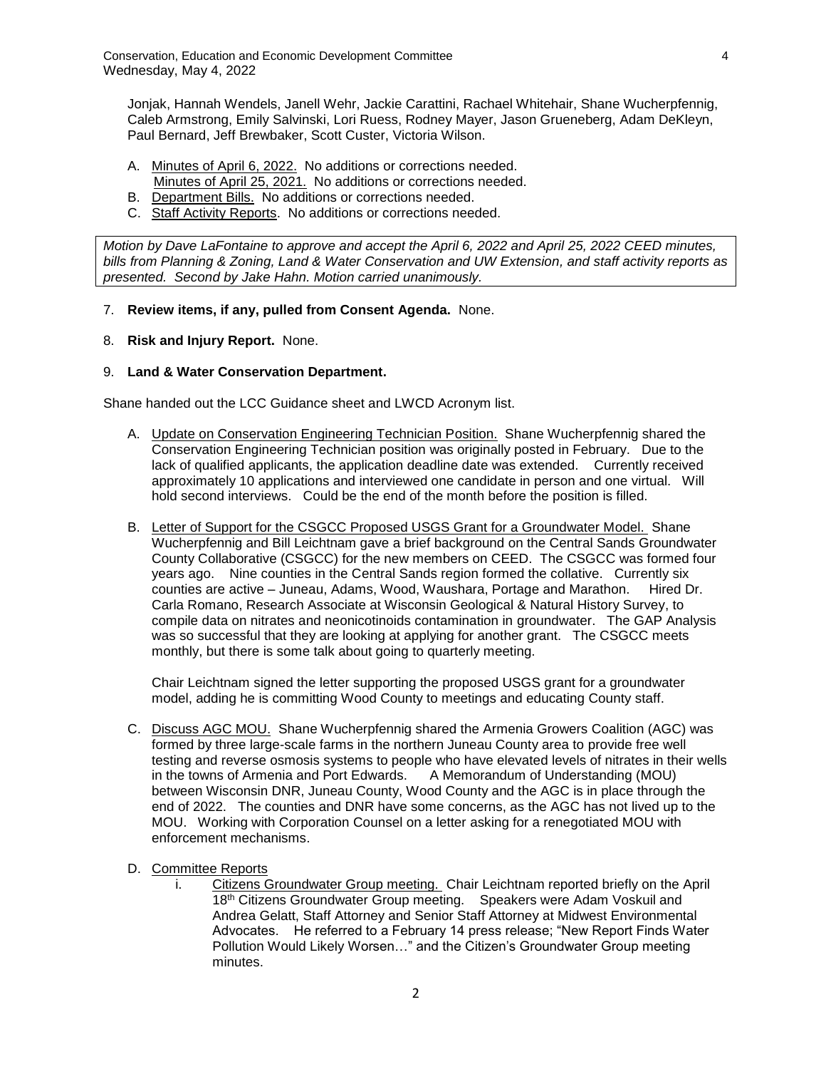Jonjak, Hannah Wendels, Janell Wehr, Jackie Carattini, Rachael Whitehair, Shane Wucherpfennig, Caleb Armstrong, Emily Salvinski, Lori Ruess, Rodney Mayer, Jason Grueneberg, Adam DeKleyn, Paul Bernard, Jeff Brewbaker, Scott Custer, Victoria Wilson.

A. Minutes of April 6, 2022. No additions or corrections needed.
   Minutes of April 25, 2021. No additions or corrections needed.
B. Department Bills. No additions or corrections needed.
C. Staff Activity Reports. No additions or corrections needed.

*Motion by Dave LaFontaine to approve and accept the April 6, 2022 and April 25, 2022 CEED minutes, bills from Planning & Zoning, Land & Water Conservation and UW Extension, and staff activity reports as presented. Second by Jake Hahn. Motion carried unanimously.*

7. **Review items, if any, pulled from Consent Agenda.** None.

8. **Risk and Injury Report.** None.

9. **Land & Water Conservation Department.**

Shane handed out the LCC Guidance sheet and LWCD Acronym list.

A. Update on Conservation Engineering Technician Position. Shane Wucherpfennig shared the Conservation Engineering Technician position was originally posted in February. Due to the lack of qualified applicants, the application deadline date was extended. Currently received approximately 10 applications and interviewed one candidate in person and one virtual. Will hold second interviews. Could be the end of the month before the position is filled.

B. Letter of Support for the CSGCC Proposed USGS Grant for a Groundwater Model. Shane Wucherpfennig and Bill Leichtnam gave a brief background on the Central Sands Groundwater County Collaborative (CSGCC) for the new members on CEED. The CSGCC was formed four years ago. Nine counties in the Central Sands region formed the collative. Currently six counties are active – Juneau, Adams, Wood, Waushara, Portage and Marathon. Hired Dr. Carla Romano, Research Associate at Wisconsin Geological & Natural History Survey, to compile data on nitrates and neonicotinoids contamination in groundwater. The GAP Analysis was so successful that they are looking at applying for another grant. The CSGCC meets monthly, but there is some talk about going to quarterly meeting.

   Chair Leichtnam signed the letter supporting the proposed USGS grant for a groundwater model, adding he is committing Wood County to meetings and educating County staff.

C. Discuss AGC MOU. Shane Wucherpfennig shared the Armenia Growers Coalition (AGC) was formed by three large-scale farms in the northern Juneau County area to provide free well testing and reverse osmosis systems to people who have elevated levels of nitrates in their wells in the towns of Armenia and Port Edwards. A Memorandum of Understanding (MOU) between Wisconsin DNR, Juneau County, Wood County and the AGC is in place through the end of 2022. The counties and DNR have some concerns, as the AGC has not lived up to the MOU. Working with Corporation Counsel on a letter asking for a renegotiated MOU with enforcement mechanisms.

D. Committee Reports
   i. Citizens Groundwater Group meeting. Chair Leichtnam reported briefly on the April 18th Citizens Groundwater Group meeting. Speakers were Adam Voskuil and Andrea Gelatt, Staff Attorney and Senior Staff Attorney at Midwest Environmental Advocates. He referred to a February 14 press release; "New Report Finds Water Pollution Would Likely Worsen…" and the Citizen's Groundwater Group meeting minutes.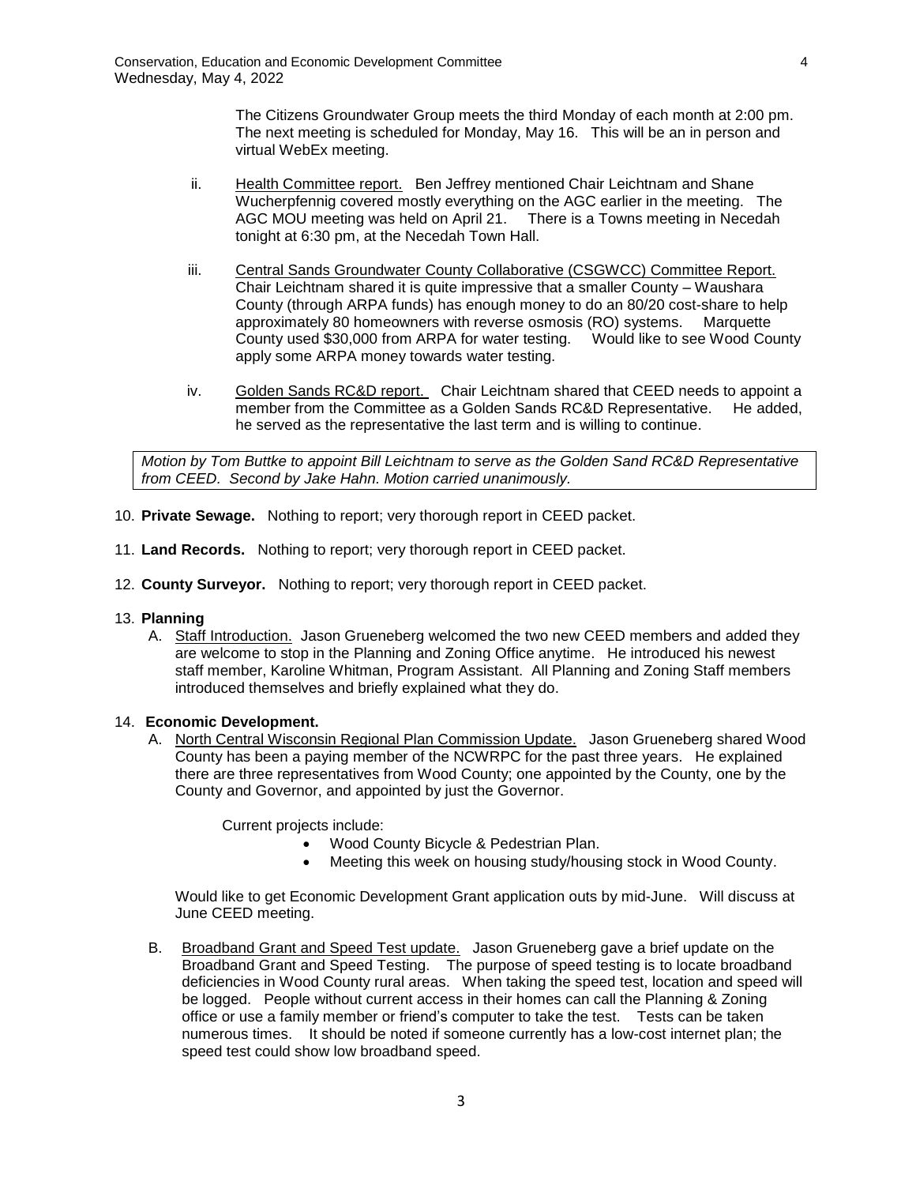The Citizens Groundwater Group meets the third Monday of each month at 2:00 pm. The next meeting is scheduled for Monday, May 16. This will be an in person and virtual WebEx meeting.

ii. Health Committee report. Ben Jeffrey mentioned Chair Leichtnam and Shane Wucherpfennig covered mostly everything on the AGC earlier in the meeting. The AGC MOU meeting was held on April 21. There is a Towns meeting in Necedah tonight at 6:30 pm, at the Necedah Town Hall.

iii. Central Sands Groundwater County Collaborative (CSGWCC) Committee Report. Chair Leichtnam shared it is quite impressive that a smaller County – Waushara County (through ARPA funds) has enough money to do an 80/20 cost-share to help approximately 80 homeowners with reverse osmosis (RO) systems. Marquette County used $30,000 from ARPA for water testing. Would like to see Wood County apply some ARPA money towards water testing.

iv. Golden Sands RC&D report. Chair Leichtnam shared that CEED needs to appoint a member from the Committee as a Golden Sands RC&D Representative. He added, he served as the representative the last term and is willing to continue.

*Motion by Tom Buttke to appoint Bill Leichtnam to serve as the Golden Sand RC&D Representative from CEED. Second by Jake Hahn. Motion carried unanimously.*

10. **Private Sewage.** Nothing to report; very thorough report in CEED packet.

11. **Land Records.** Nothing to report; very thorough report in CEED packet.

12. **County Surveyor.** Nothing to report; very thorough report in CEED packet.

13. **Planning**
    A. Staff Introduction. Jason Grueneberg welcomed the two new CEED members and added they are welcome to stop in the Planning and Zoning Office anytime. He introduced his newest staff member, Karoline Whitman, Program Assistant. All Planning and Zoning Staff members introduced themselves and briefly explained what they do.

14. **Economic Development.**
    A. North Central Wisconsin Regional Plan Commission Update. Jason Grueneberg shared Wood County has been a paying member of the NCWRPC for the past three years. He explained there are three representatives from Wood County; one appointed by the County, one by the County and Governor, and appointed by just the Governor.

       Current projects include:
       - Wood County Bicycle & Pedestrian Plan.
       - Meeting this week on housing study/housing stock in Wood County.

       Would like to get Economic Development Grant application outs by mid-June. Will discuss at June CEED meeting.

    B. Broadband Grant and Speed Test update. Jason Grueneberg gave a brief update on the Broadband Grant and Speed Testing. The purpose of speed testing is to locate broadband deficiencies in Wood County rural areas. When taking the speed test, location and speed will be logged. People without current access in their homes can call the Planning & Zoning office or use a family member or friend's computer to take the test. Tests can be taken numerous times. It should be noted if someone currently has a low-cost internet plan; the speed test could show low broadband speed.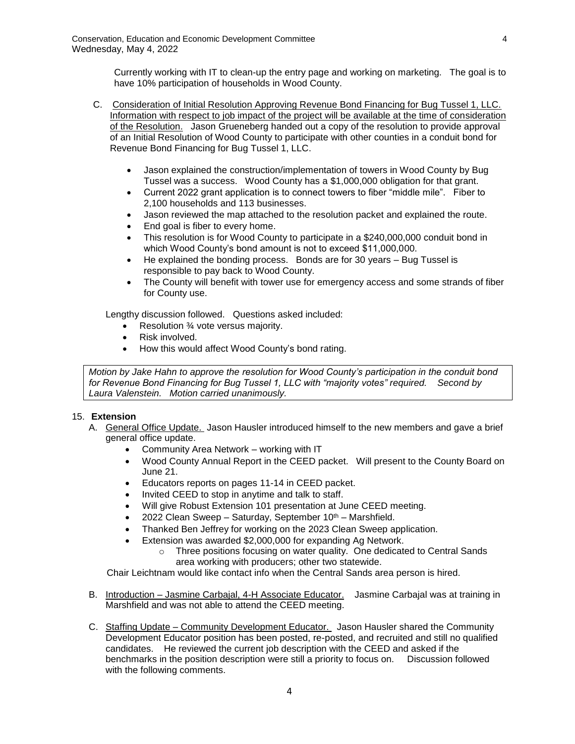Currently working with IT to clean-up the entry page and working on marketing. The goal is to have 10% participation of households in Wood County.

C. <u>Consideration of Initial Resolution Approving Revenue Bond Financing for Bug Tussel 1, LLC. Information with respect to job impact of the project will be available at the time of consideration of the Resolution.</u> Jason Grueneberg handed out a copy of the resolution to provide approval of an Initial Resolution of Wood County to participate with other counties in a conduit bond for Revenue Bond Financing for Bug Tussel 1, LLC.

- Jason explained the construction/implementation of towers in Wood County by Bug Tussel was a success. Wood County has a $1,000,000 obligation for that grant.
- Current 2022 grant application is to connect towers to fiber "middle mile". Fiber to 2,100 households and 113 businesses.
- Jason reviewed the map attached to the resolution packet and explained the route.
- End goal is fiber to every home.
- This resolution is for Wood County to participate in a $240,000,000 conduit bond in which Wood County's bond amount is not to exceed $11,000,000.
- He explained the bonding process. Bonds are for 30 years – Bug Tussel is responsible to pay back to Wood County.
- The County will benefit with tower use for emergency access and some strands of fiber for County use.

Lengthy discussion followed. Questions asked included:

- Resolution ¾ vote versus majority.
- Risk involved.
- How this would affect Wood County's bond rating.

*Motion by Jake Hahn to approve the resolution for Wood County's participation in the conduit bond for Revenue Bond Financing for Bug Tussel 1, LLC with "majority votes" required. Second by Laura Valenstein. Motion carried unanimously.*

15. **Extension**

A. <u>General Office Update.</u> Jason Hausler introduced himself to the new members and gave a brief general office update.

- Community Area Network – working with IT
- Wood County Annual Report in the CEED packet. Will present to the County Board on June 21.
- Educators reports on pages 11-14 in CEED packet.
- Invited CEED to stop in anytime and talk to staff.
- Will give Robust Extension 101 presentation at June CEED meeting.
- 2022 Clean Sweep – Saturday, September 10th – Marshfield.
- Thanked Ben Jeffrey for working on the 2023 Clean Sweep application.
- Extension was awarded $2,000,000 for expanding Ag Network.
  - Three positions focusing on water quality. One dedicated to Central Sands area working with producers; other two statewide.

Chair Leichtnam would like contact info when the Central Sands area person is hired.

B. <u>Introduction – Jasmine Carbajal, 4-H Associate Educator.</u> Jasmine Carbajal was at training in Marshfield and was not able to attend the CEED meeting.

C. <u>Staffing Update – Community Development Educator.</u> Jason Hausler shared the Community Development Educator position has been posted, re-posted, and recruited and still no qualified candidates. He reviewed the current job description with the CEED and asked if the benchmarks in the position description were still a priority to focus on. Discussion followed with the following comments.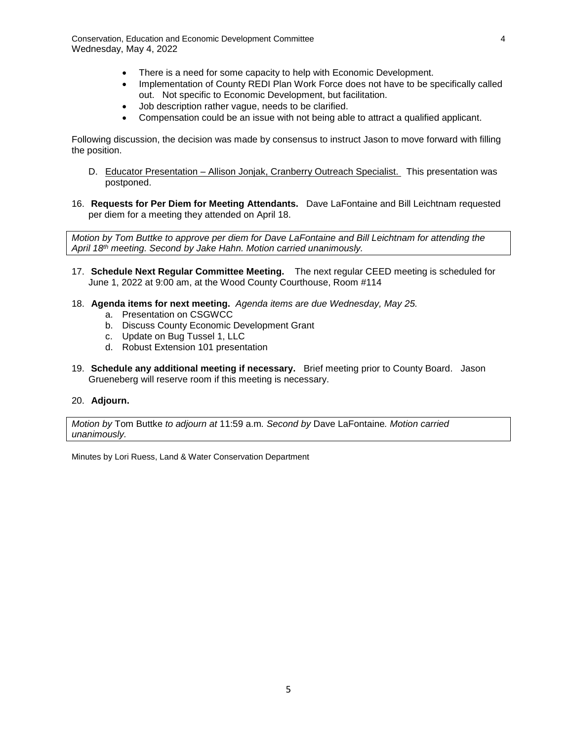- There is a need for some capacity to help with Economic Development.
- Implementation of County REDI Plan Work Force does not have to be specifically called out. Not specific to Economic Development, but facilitation.
- Job description rather vague, needs to be clarified.
- Compensation could be an issue with not being able to attract a qualified applicant.

Following discussion, the decision was made by consensus to instruct Jason to move forward with filling the position.

D. Educator Presentation – Allison Jonjak, Cranberry Outreach Specialist. This presentation was postponed.

16. **Requests for Per Diem for Meeting Attendants.** Dave LaFontaine and Bill Leichtnam requested per diem for a meeting they attended on April 18.

*Motion by Tom Buttke to approve per diem for Dave LaFontaine and Bill Leichtnam for attending the April 18th meeting. Second by Jake Hahn. Motion carried unanimously.*

17. **Schedule Next Regular Committee Meeting.** The next regular CEED meeting is scheduled for June 1, 2022 at 9:00 am, at the Wood County Courthouse, Room #114

18. **Agenda items for next meeting.** *Agenda items are due Wednesday, May 25.*
    a. Presentation on CSGWCC
    b. Discuss County Economic Development Grant
    c. Update on Bug Tussel 1, LLC
    d. Robust Extension 101 presentation

19. **Schedule any additional meeting if necessary.** Brief meeting prior to County Board. Jason Grueneberg will reserve room if this meeting is necessary.

20. **Adjourn.**

*Motion by* Tom Buttke *to adjourn at* 11:59 a.m*. Second by* Dave LaFontaine*. Motion carried unanimously.*

Minutes by Lori Ruess, Land & Water Conservation Department